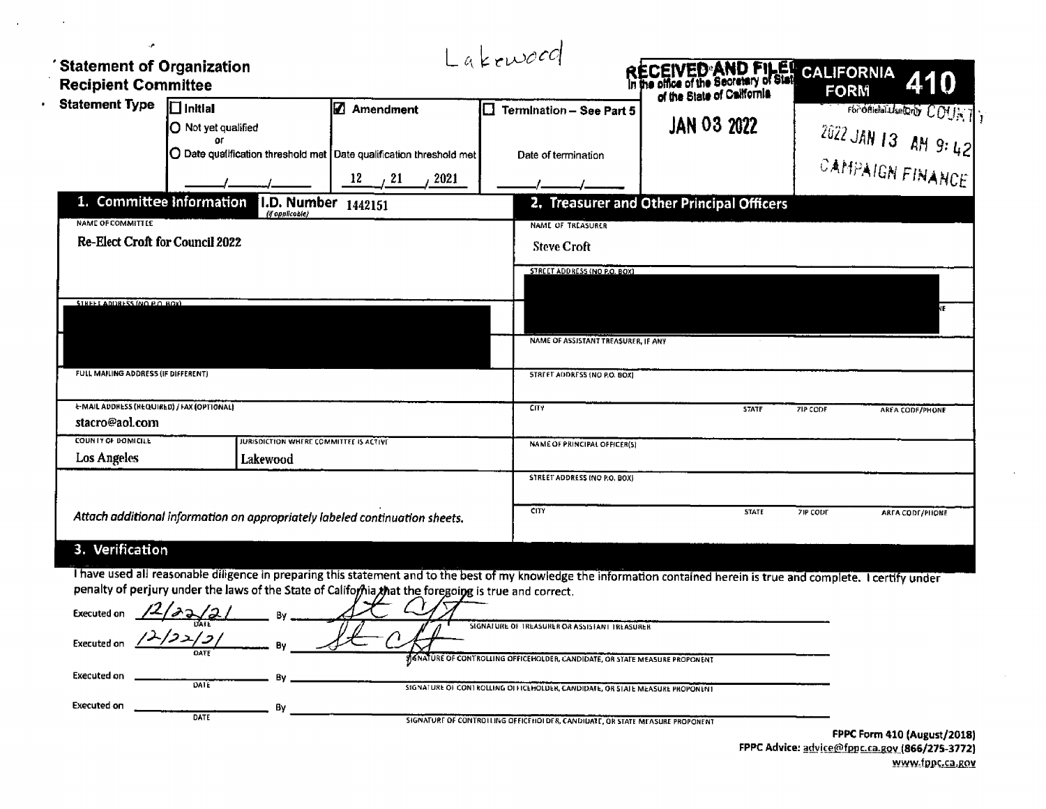Lakewood

# Statement of Organization
## Recipient Committee

RECEIVED AND FILED
In the office of the Secretary of State
of the State of California

JAN 03 2022

**CALIFORNIA FORM 410**

For Official Use Only

LA COUNTY
2022 JAN 13 AM 9:42
CAMPAIGN FINANCE

**Statement Type**

- ☐ Initial
  - ○ Not yet qualified or
  - ○ Date qualification threshold met ___/___/___
- ☑ Amendment
  - Date qualification threshold met 12 / 21 / 2021
- ☐ Termination – See Part 5
  - Date of termination ___/___/___

## 1. Committee Information

**I.D. Number** (if applicable) 1442151

NAME OF COMMITTEE
Re-Elect Croft for Council 2022

STREET ADDRESS (NO P.O. BOX)
[redacted]

FULL MAILING ADDRESS (IF DIFFERENT)

E-MAIL ADDRESS (REQUIRED) / FAX (OPTIONAL)
stacro@aol.com

| COUNTY OF DOMICILE | JURISDICTION WHERE COMMITTEE IS ACTIVE |
|---|---|
| Los Angeles | Lakewood |

*Attach additional information on appropriately labeled continuation sheets.*

## 2. Treasurer and Other Principal Officers

NAME OF TREASURER
Steve Croft

STREET ADDRESS (NO P.O. BOX)
[redacted]

NAME OF ASSISTANT TREASURER, IF ANY

STREET ADDRESS (NO P.O. BOX)

| CITY | STATE | ZIP CODE | AREA CODE/PHONE |
|---|---|---|---|
| | | | |

NAME OF PRINCIPAL OFFICER(S)

STREET ADDRESS (NO P.O. BOX)

| CITY | STATE | ZIP CODE | AREA CODE/PHONE |
|---|---|---|---|
| | | | |

## 3. Verification

I have used all reasonable diligence in preparing this statement and to the best of my knowledge the information contained herein is true and complete. I certify under penalty of perjury under the laws of the State of California that the foregoing is true and correct.

Executed on 12/22/21 By [signature]
SIGNATURE OF TREASURER OR ASSISTANT TREASURER

Executed on 12/22/21 By [signature]
SIGNATURE OF CONTROLLING OFFICEHOLDER, CANDIDATE, OR STATE MEASURE PROPONENT

Executed on ______ By ______
SIGNATURE OF CONTROLLING OFFICEHOLDER, CANDIDATE, OR STATE MEASURE PROPONENT

Executed on ______ By ______
SIGNATURE OF CONTROLLING OFFICEHOLDER, CANDIDATE, OR STATE MEASURE PROPONENT

FPPC Form 410 (August/2018)
FPPC Advice: advice@fppc.ca.gov (866/275-3772)
www.fppc.ca.gov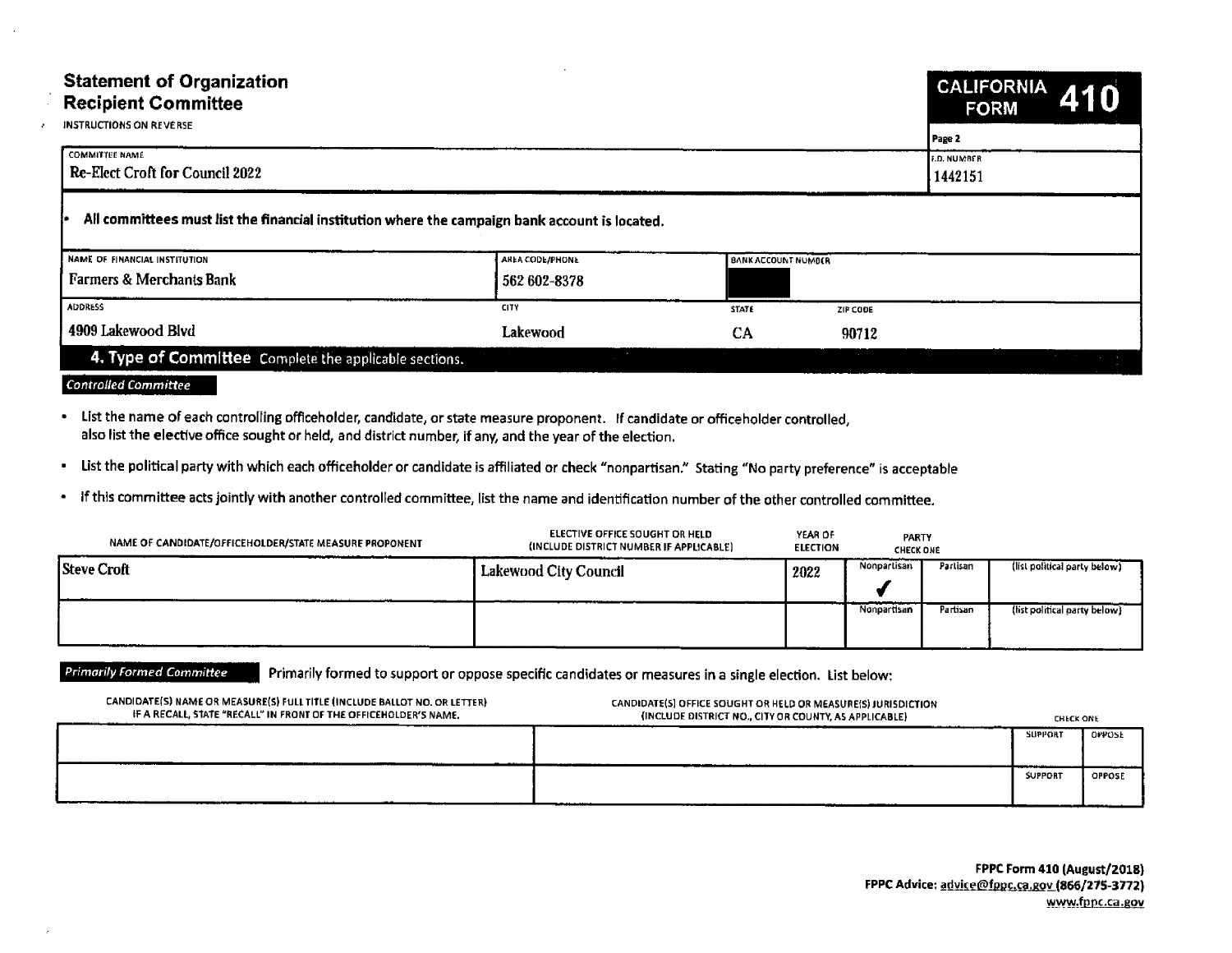# Statement of Organization
## Recipient Committee

INSTRUCTIONS ON REVERSE

**CALIFORNIA FORM 410**

Page 2

| COMMITTEE NAME | I.D. NUMBER |
|---|---|
| Re-Elect Croft for Council 2022 | 1442151 |

- **All committees must list the financial institution where the campaign bank account is located.**

| NAME OF FINANCIAL INSTITUTION | AREA CODE/PHONE | BANK ACCOUNT NUMBER | |
|---|---|---|---|
| Farmers & Merchants Bank | 562 602-8378 | | |
| **ADDRESS** | **CITY** | **STATE** | **ZIP CODE** |
| 4909 Lakewood Blvd | Lakewood | CA | 90712 |

## 4. Type of Committee Complete the applicable sections.

*Controlled Committee*

- List the name of each controlling officeholder, candidate, or state measure proponent. If candidate or officeholder controlled, also list the elective office sought or held, and district number, if any, and the year of the election.
- List the political party with which each officeholder or candidate is affiliated or check "nonpartisan." Stating "No party preference" is acceptable
- If this committee acts jointly with another controlled committee, list the name and identification number of the other controlled committee.

| NAME OF CANDIDATE/OFFICEHOLDER/STATE MEASURE PROPONENT | ELECTIVE OFFICE SOUGHT OR HELD (INCLUDE DISTRICT NUMBER IF APPLICABLE) | YEAR OF ELECTION | PARTY CHECK ONE: Nonpartisan | Partisan | (list political party below) |
|---|---|---|---|---|---|
| Steve Croft | Lakewood City Council | 2022 | ✓ | | |
| | | | | | |

*Primarily Formed Committee* Primarily formed to support or oppose specific candidates or measures in a single election. List below:

| CANDIDATE(S) NAME OR MEASURE(S) FULL TITLE (INCLUDE BALLOT NO. OR LETTER) IF A RECALL, STATE "RECALL" IN FRONT OF THE OFFICEHOLDER'S NAME. | CANDIDATE(S) OFFICE SOUGHT OR HELD OR MEASURE(S) JURISDICTION (INCLUDE DISTRICT NO., CITY OR COUNTY, AS APPLICABLE) | CHECK ONE: SUPPORT | OPPOSE |
|---|---|---|---|
| | | | |
| | | | |

**FPPC Form 410 (August/2018)**
**FPPC Advice: advice@fppc.ca.gov (866/275-3772)**
www.fppc.ca.gov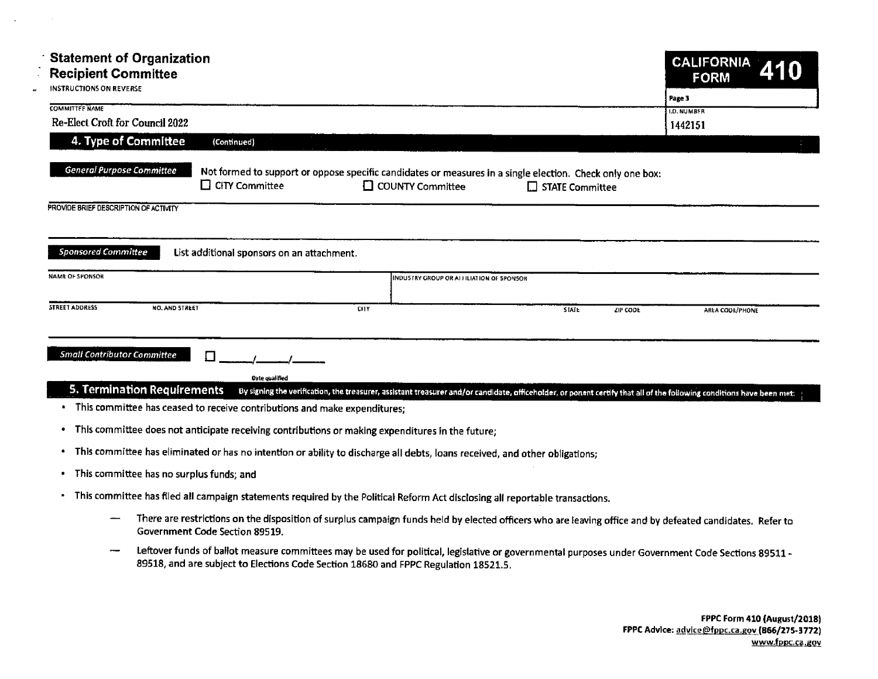# Statement of Organization
# Recipient Committee

INSTRUCTIONS ON REVERSE

**CALIFORNIA FORM 410**

Page 3

| COMMITTEE NAME | I.D. NUMBER |
| --- | --- |
| Re-Elect Croft for Council 2022 | 1442151 |

## 4. Type of Committee (Continued)

***General Purpose Committee*** Not formed to support or oppose specific candidates or measures in a single election. Check only one box:

☐ CITY Committee ☐ COUNTY Committee ☐ STATE Committee

PROVIDE BRIEF DESCRIPTION OF ACTIVITY

***Sponsored Committee*** List additional sponsors on an attachment.

| NAME OF SPONSOR | INDUSTRY GROUP OR AFFILIATION OF SPONSOR |
| --- | --- |
| | |

| STREET ADDRESS NO. AND STREET | CITY | STATE | ZIP CODE | AREA CODE/PHONE |
| --- | --- | --- | --- | --- |
| | | | | |

***Small Contributor Committee*** ☐ \_\_\_\_/\_\_\_\_/\_\_\_\_

Date qualified

## 5. Termination Requirements

By signing the verification, the treasurer, assistant treasurer and/or candidate, officeholder, or ponent certify that all of the following conditions have been met:

- This committee has ceased to receive contributions and make expenditures;
- This committee does not anticipate receiving contributions or making expenditures in the future;
- This committee has eliminated or has no intention or ability to discharge all debts, loans received, and other obligations;
- This committee has no surplus funds; and
- This committee has filed all campaign statements required by the Political Reform Act disclosing all reportable transactions.
  - There are restrictions on the disposition of surplus campaign funds held by elected officers who are leaving office and by defeated candidates. Refer to Government Code Section 89519.
  - Leftover funds of ballot measure committees may be used for political, legislative or governmental purposes under Government Code Sections 89511 - 89518, and are subject to Elections Code Section 18680 and FPPC Regulation 18521.5.

**FPPC Form 410 (August/2018)**
**FPPC Advice: advice@fppc.ca.gov (866/275-3772)**
**www.fppc.ca.gov**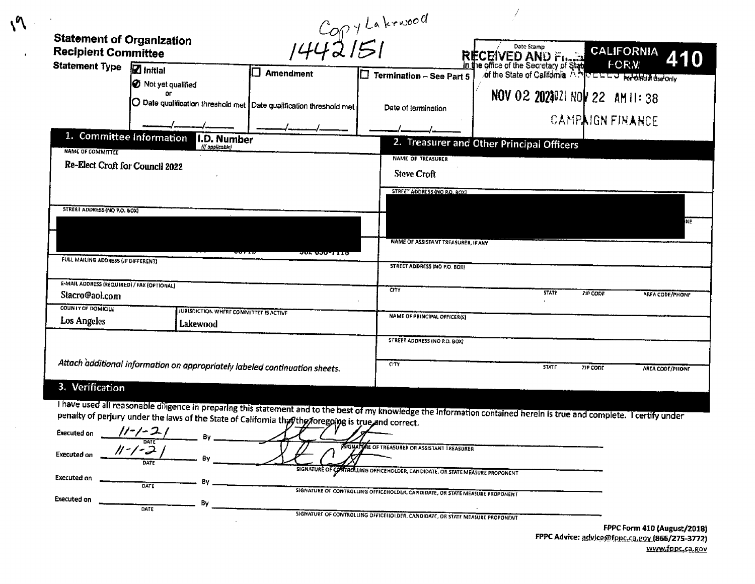19

Copy Lakewood

1442151

# Statement of Organization
## Recipient Committee

**CALIFORNIA FORM 410**

Date Stamp

RECEIVED AND FILED
In the office of the Secretary of State of the State of California

NOV 02 2021

2021 NOV 22 AM 11:38

CAMPAIGN FINANCE

For Official Use Only

**Statement Type**

- [x] **Initial**
  - ● Not yet qualified
  - or
  - ○ Date qualification threshold met ___/___/___
- [ ] **Amendment**
  - Date qualification threshold met ___/___/___
- [ ] **Termination – See Part 5**
  - Date of termination ___/___/___

### 1. Committee Information

**I.D. Number** (If applicable)

NAME OF COMMITTEE

Re-Elect Croft for Council 2022

STREET ADDRESS (NO P.O. BOX)

[REDACTED]

FULL MAILING ADDRESS (IF DIFFERENT)

E-MAIL ADDRESS (REQUIRED) / FAX (OPTIONAL)

Stacro@aol.com

| COUNTY OF DOMICILE | JURISDICTION WHERE COMMITTEE IS ACTIVE |
|---|---|
| Los Angeles | Lakewood |

*Attach additional information on appropriately labeled continuation sheets.*

### 2. Treasurer and Other Principal Officers

NAME OF TREASURER

Steve Croft

STREET ADDRESS (NO P.O. BOX)

[REDACTED]

NAME OF ASSISTANT TREASURER, IF ANY

STREET ADDRESS (NO P.O. BOX)

| CITY | STATE | ZIP CODE | AREA CODE/PHONE |
|---|---|---|---|
| | | | |

NAME OF PRINCIPAL OFFICER(S)

STREET ADDRESS (NO P.O. BOX)

| CITY | STATE | ZIP CODE | AREA CODE/PHONE |
|---|---|---|---|
| | | | |

### 3. Verification

I have used all reasonable diligence in preparing this statement and to the best of my knowledge the information contained herein is true and complete. I certify under penalty of perjury under the laws of the State of California that the foregoing is true and correct.

Executed on 11-1-21 By [signature]
DATE — SIGNATURE OF TREASURER OR ASSISTANT TREASURER

Executed on 11-1-21 By [signature]
DATE — SIGNATURE OF CONTROLLING OFFICEHOLDER, CANDIDATE, OR STATE MEASURE PROPONENT

Executed on ________ By ________
DATE — SIGNATURE OF CONTROLLING OFFICEHOLDER, CANDIDATE, OR STATE MEASURE PROPONENT

Executed on ________ By ________
DATE — SIGNATURE OF CONTROLLING OFFICEHOLDER, CANDIDATE, OR STATE MEASURE PROPONENT

FPPC Form 410 (August/2018)
FPPC Advice: advice@fppc.ca.gov (866/275-3772)
www.fppc.ca.gov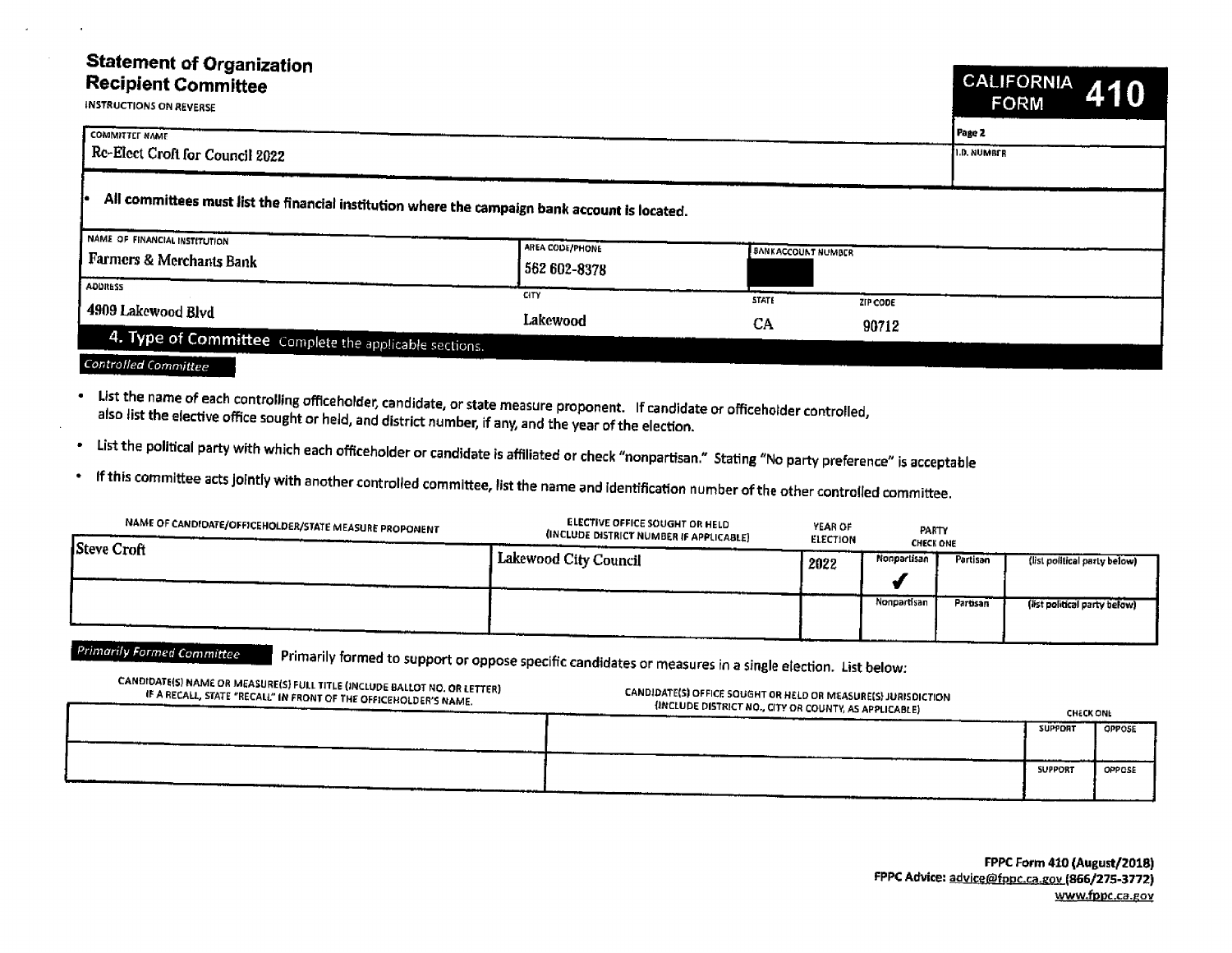# Statement of Organization
## Recipient Committee

INSTRUCTIONS ON REVERSE

**CALIFORNIA FORM 410**

| COMMITTEE NAME | Page 2 |
|---|---|
| Re-Elect Croft for Council 2022 | I.D. NUMBER |

- **All committees must list the financial institution where the campaign bank account is located.**

| NAME OF FINANCIAL INSTITUTION | AREA CODE/PHONE | BANK ACCOUNT NUMBER | |
|---|---|---|---|
| Farmers & Merchants Bank | 562 602-8378 | | |
| **ADDRESS** | **CITY** | **STATE** | **ZIP CODE** |
| 4909 Lakewood Blvd | Lakewood | CA | 90712 |

## 4. Type of Committee
Complete the applicable sections.

### *Controlled Committee*

- List the name of each controlling officeholder, candidate, or state measure proponent. If candidate or officeholder controlled, also list the elective office sought or held, and district number, if any, and the year of the election.
- List the political party with which each officeholder or candidate is affiliated or check "nonpartisan." Stating "No party preference" is acceptable
- If this committee acts jointly with another controlled committee, list the name and identification number of the other controlled committee.

| NAME OF CANDIDATE/OFFICEHOLDER/STATE MEASURE PROPONENT | ELECTIVE OFFICE SOUGHT OR HELD (INCLUDE DISTRICT NUMBER IF APPLICABLE) | YEAR OF ELECTION | PARTY CHECK ONE | | |
|---|---|---|---|---|---|
| | | | Nonpartisan | Partisan | (list political party below) |
| Steve Croft | Lakewood City Council | 2022 | ✔ | | |
| | | | Nonpartisan | Partisan | (list political party below) |

### *Primarily Formed Committee*

Primarily formed to support or oppose specific candidates or measures in a single election. List below:

| CANDIDATE(S) NAME OR MEASURE(S) FULL TITLE (INCLUDE BALLOT NO. OR LETTER) IF A RECALL, STATE "RECALL" IN FRONT OF THE OFFICEHOLDER'S NAME. | CANDIDATE(S) OFFICE SOUGHT OR HELD OR MEASURE(S) JURISDICTION (INCLUDE DISTRICT NO., CITY OR COUNTY, AS APPLICABLE) | CHECK ONE | |
|---|---|---|---|
| | | SUPPORT | OPPOSE |
| | | SUPPORT | OPPOSE |

**FPPC Form 410 (August/2018)**
**FPPC Advice: advice@fppc.ca.gov (866/275-3772)**
**www.fppc.ca.gov**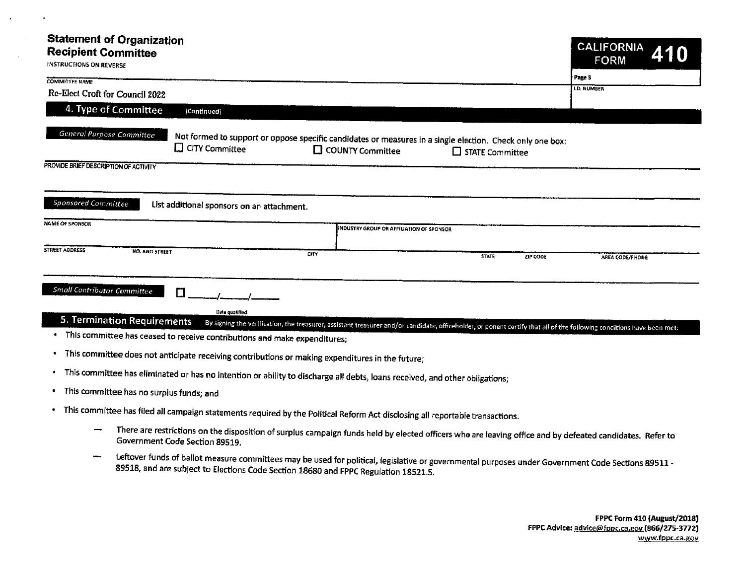# Statement of Organization
## Recipient Committee

INSTRUCTIONS ON REVERSE

**CALIFORNIA FORM 410**

Page 3

COMMITTEE NAME

Re-Elect Croft for Council 2022

I.D. NUMBER

## 4. Type of Committee (Continued)

*General Purpose Committee*

Not formed to support or oppose specific candidates or measures in a single election. Check only one box:

☐ CITY Committee ☐ COUNTY Committee ☐ STATE Committee

PROVIDE BRIEF DESCRIPTION OF ACTIVITY

*Sponsored Committee*

List additional sponsors on an attachment.

| NAME OF SPONSOR | | | | | INDUSTRY GROUP OR AFFILIATION OF SPONSOR |
|---|---|---|---|---|---|
| STREET ADDRESS NO. AND STREET | CITY | STATE | ZIP CODE | AREA CODE/PHONE | |

*Small Contributor Committee*

☐ \_\_\_\_/\_\_\_\_/\_\_\_\_
Date qualified

## 5. Termination Requirements

By signing the verification, the treasurer, assistant treasurer and/or candidate, officeholder, or ponent certify that all of the following conditions have been met:

- This committee has ceased to receive contributions and make expenditures;
- This committee does not anticipate receiving contributions or making expenditures in the future;
- This committee has eliminated or has no intention or ability to discharge all debts, loans received, and other obligations;
- This committee has no surplus funds; and
- This committee has filed all campaign statements required by the Political Reform Act disclosing all reportable transactions.
  - There are restrictions on the disposition of surplus campaign funds held by elected officers who are leaving office and by defeated candidates. Refer to Government Code Section 89519.
  - Leftover funds of ballot measure committees may be used for political, legislative or governmental purposes under Government Code Sections 89511 - 89518, and are subject to Elections Code Section 18680 and FPPC Regulation 18521.5.

**FPPC Form 410 (August/2018)**
**FPPC Advice: advice@fppc.ca.gov (866/275-3772)**
www.fppc.ca.gov